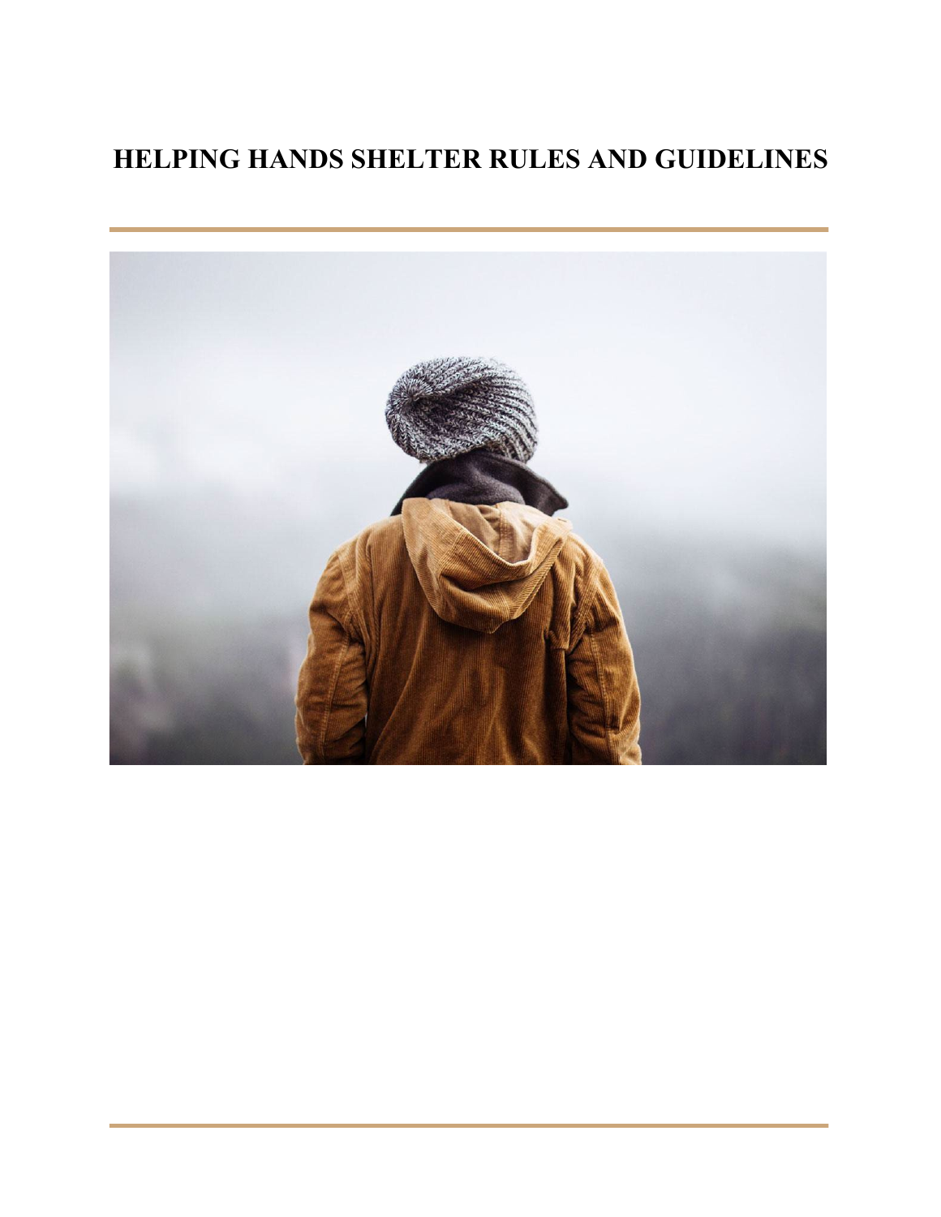# HELPING HANDS SHELTER RULES AND GUIDELINES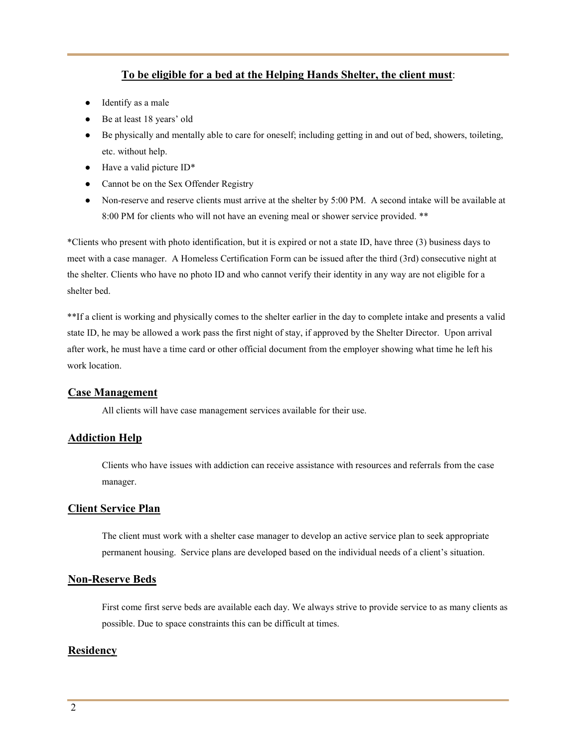**To be eligible for a bed at the Helping Hands Shelter, the client must**:

- Identify as a male
- Be at least 18 years' old
- Be physically and mentally able to care for oneself; including getting in and out of bed, showers, toileting, etc. without help.
- Have a valid picture ID*
- Cannot be on the Sex Offender Registry
- Non-reserve and reserve clients must arrive at the shelter by 5:00 PM. A second intake will be available at 8:00 PM for clients who will not have an evening meal or shower service provided. **

*Clients who present with photo identification, but it is expired or not a state ID, have three (3) business days to meet with a case manager. A Homeless Certification Form can be issued after the third (3rd) consecutive night at the shelter. Clients who have no photo ID and who cannot verify their identity in any way are not eligible for a shelter bed.

**If a client is working and physically comes to the shelter earlier in the day to complete intake and presents a valid state ID, he may be allowed a work pass the first night of stay, if approved by the Shelter Director. Upon arrival after work, he must have a time card or other official document from the employer showing what time he left his work location.

## Case Management

All clients will have case management services available for their use.

## Addiction Help

Clients who have issues with addiction can receive assistance with resources and referrals from the case manager.

## Client Service Plan

The client must work with a shelter case manager to develop an active service plan to seek appropriate permanent housing. Service plans are developed based on the individual needs of a client's situation.

## Non-Reserve Beds

First come first serve beds are available each day. We always strive to provide service to as many clients as possible. Due to space constraints this can be difficult at times.

## Residency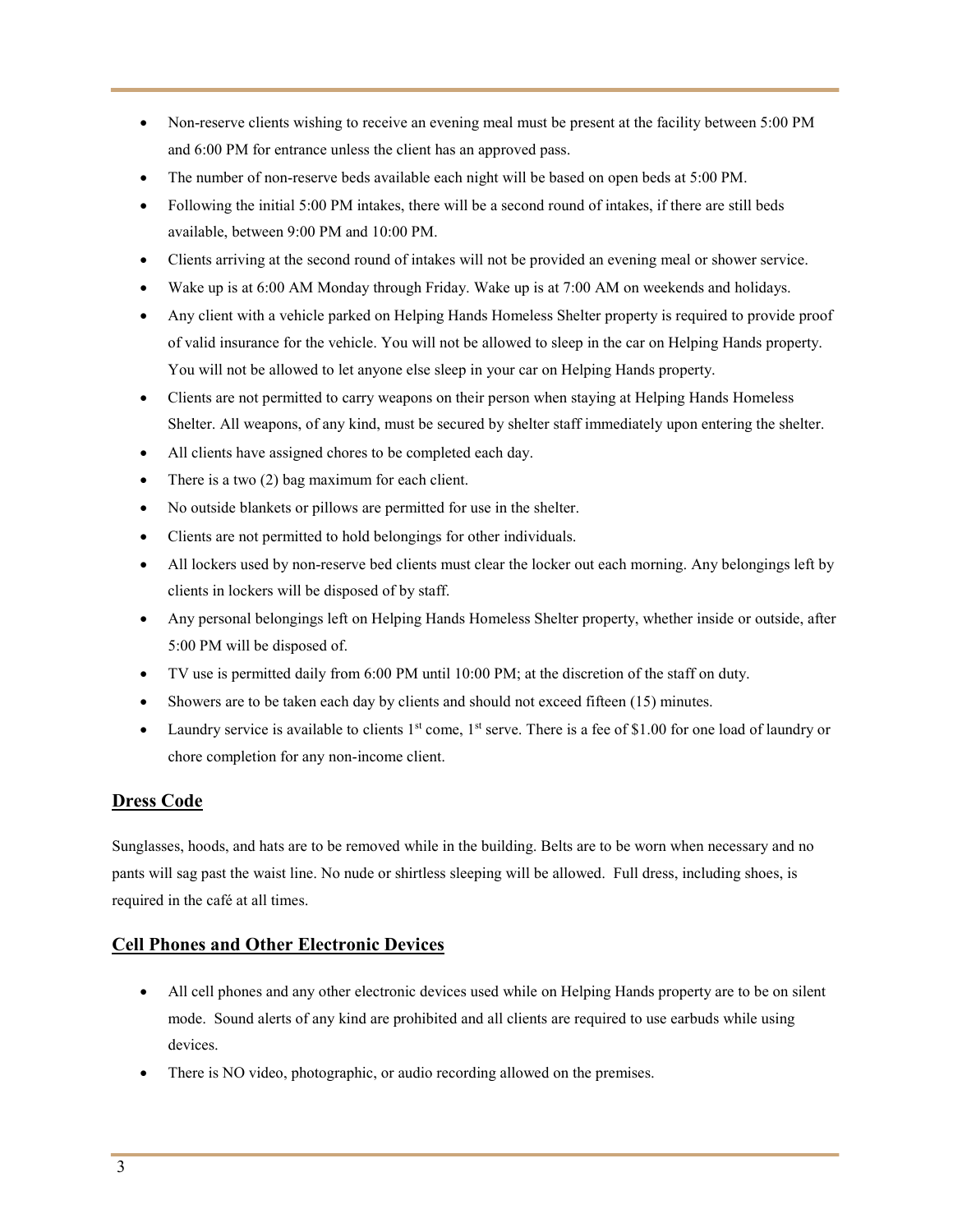- Non-reserve clients wishing to receive an evening meal must be present at the facility between 5:00 PM and 6:00 PM for entrance unless the client has an approved pass.
- The number of non-reserve beds available each night will be based on open beds at 5:00 PM.
- Following the initial 5:00 PM intakes, there will be a second round of intakes, if there are still beds available, between 9:00 PM and 10:00 PM.
- Clients arriving at the second round of intakes will not be provided an evening meal or shower service.
- Wake up is at 6:00 AM Monday through Friday. Wake up is at 7:00 AM on weekends and holidays.
- Any client with a vehicle parked on Helping Hands Homeless Shelter property is required to provide proof of valid insurance for the vehicle. You will not be allowed to sleep in the car on Helping Hands property. You will not be allowed to let anyone else sleep in your car on Helping Hands property.
- Clients are not permitted to carry weapons on their person when staying at Helping Hands Homeless Shelter. All weapons, of any kind, must be secured by shelter staff immediately upon entering the shelter.
- All clients have assigned chores to be completed each day.
- There is a two (2) bag maximum for each client.
- No outside blankets or pillows are permitted for use in the shelter.
- Clients are not permitted to hold belongings for other individuals.
- All lockers used by non-reserve bed clients must clear the locker out each morning. Any belongings left by clients in lockers will be disposed of by staff.
- Any personal belongings left on Helping Hands Homeless Shelter property, whether inside or outside, after 5:00 PM will be disposed of.
- TV use is permitted daily from 6:00 PM until 10:00 PM; at the discretion of the staff on duty.
- Showers are to be taken each day by clients and should not exceed fifteen (15) minutes.
- Laundry service is available to clients 1st come, 1st serve. There is a fee of $1.00 for one load of laundry or chore completion for any non-income client.

## Dress Code

Sunglasses, hoods, and hats are to be removed while in the building. Belts are to be worn when necessary and no pants will sag past the waist line. No nude or shirtless sleeping will be allowed. Full dress, including shoes, is required in the café at all times.

## Cell Phones and Other Electronic Devices

- All cell phones and any other electronic devices used while on Helping Hands property are to be on silent mode. Sound alerts of any kind are prohibited and all clients are required to use earbuds while using devices.
- There is NO video, photographic, or audio recording allowed on the premises.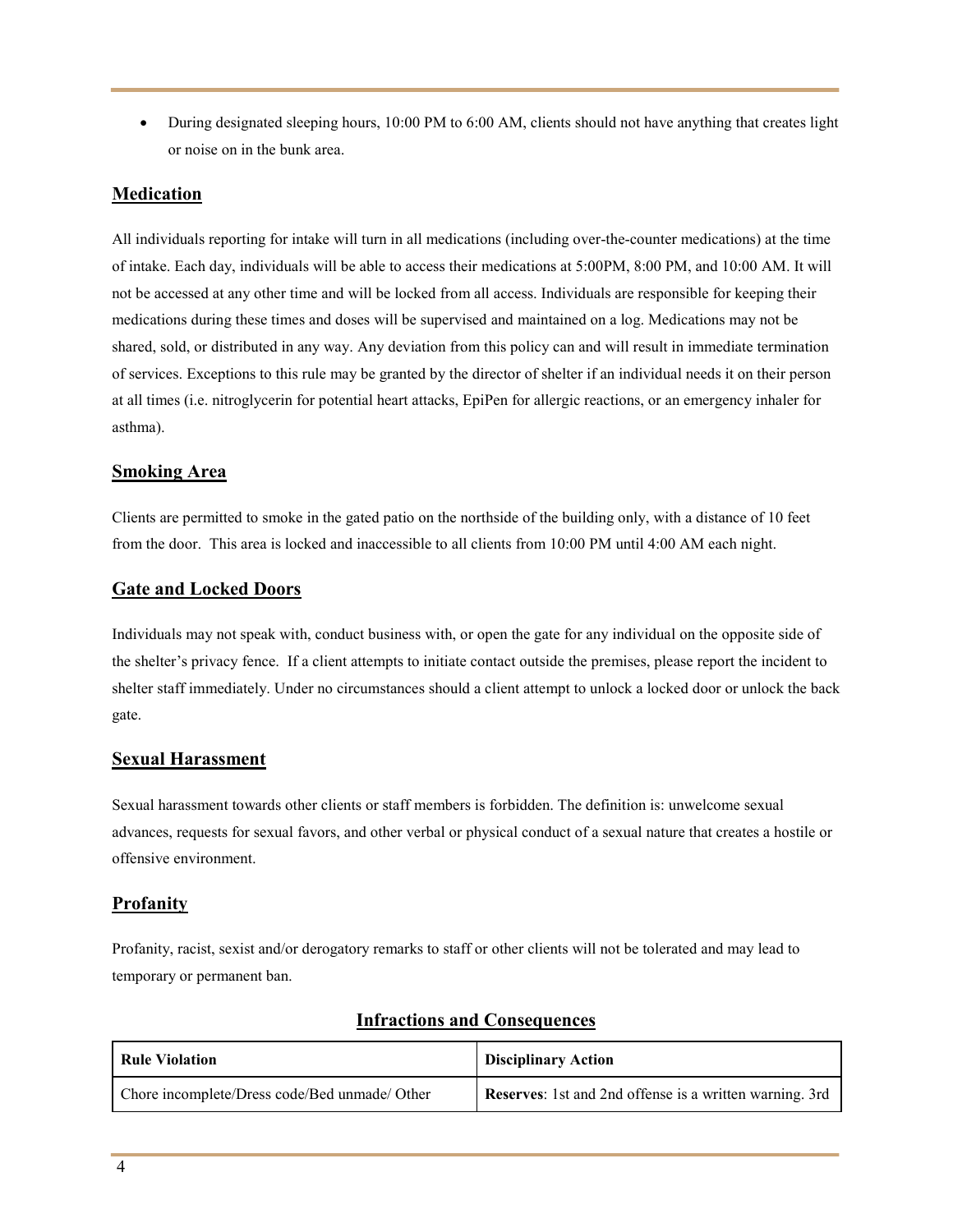- During designated sleeping hours, 10:00 PM to 6:00 AM, clients should not have anything that creates light or noise on in the bunk area.

## Medication

All individuals reporting for intake will turn in all medications (including over-the-counter medications) at the time of intake. Each day, individuals will be able to access their medications at 5:00PM, 8:00 PM, and 10:00 AM. It will not be accessed at any other time and will be locked from all access. Individuals are responsible for keeping their medications during these times and doses will be supervised and maintained on a log. Medications may not be shared, sold, or distributed in any way. Any deviation from this policy can and will result in immediate termination of services. Exceptions to this rule may be granted by the director of shelter if an individual needs it on their person at all times (i.e. nitroglycerin for potential heart attacks, EpiPen for allergic reactions, or an emergency inhaler for asthma).

## Smoking Area

Clients are permitted to smoke in the gated patio on the northside of the building only, with a distance of 10 feet from the door. This area is locked and inaccessible to all clients from 10:00 PM until 4:00 AM each night.

## Gate and Locked Doors

Individuals may not speak with, conduct business with, or open the gate for any individual on the opposite side of the shelter's privacy fence. If a client attempts to initiate contact outside the premises, please report the incident to shelter staff immediately. Under no circumstances should a client attempt to unlock a locked door or unlock the back gate.

## Sexual Harassment

Sexual harassment towards other clients or staff members is forbidden. The definition is: unwelcome sexual advances, requests for sexual favors, and other verbal or physical conduct of a sexual nature that creates a hostile or offensive environment.

## Profanity

Profanity, racist, sexist and/or derogatory remarks to staff or other clients will not be tolerated and may lead to temporary or permanent ban.

## Infractions and Consequences

| **Rule Violation** | **Disciplinary Action** |
| --- | --- |
| Chore incomplete/Dress code/Bed unmade/ Other | **Reserves**: 1st and 2nd offense is a written warning. 3rd |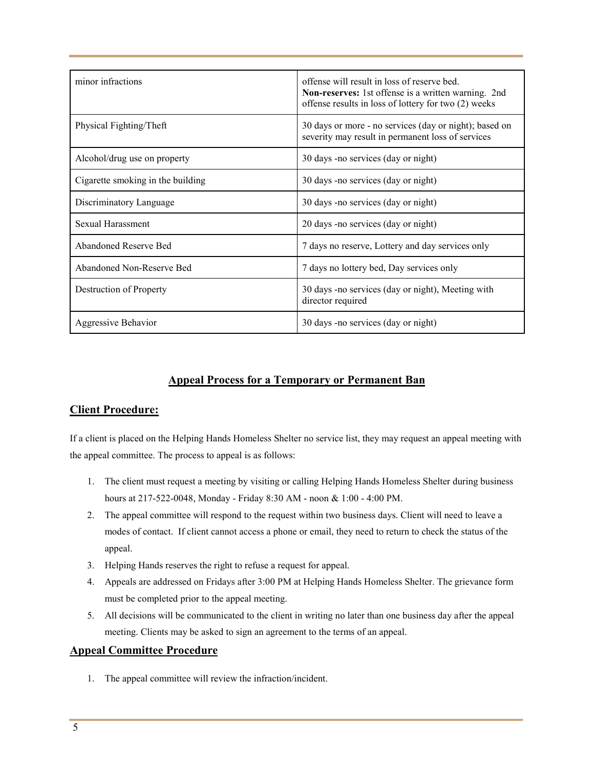| | |
|---|---|
| minor infractions | offense will result in loss of reserve bed. **Non-reserves:** 1st offense is a written warning. 2nd offense results in loss of lottery for two (2) weeks |
| Physical Fighting/Theft | 30 days or more - no services (day or night); based on severity may result in permanent loss of services |
| Alcohol/drug use on property | 30 days -no services (day or night) |
| Cigarette smoking in the building | 30 days -no services (day or night) |
| Discriminatory Language | 30 days -no services (day or night) |
| Sexual Harassment | 20 days -no services (day or night) |
| Abandoned Reserve Bed | 7 days no reserve, Lottery and day services only |
| Abandoned Non-Reserve Bed | 7 days no lottery bed, Day services only |
| Destruction of Property | 30 days -no services (day or night), Meeting with director required |
| Aggressive Behavior | 30 days -no services (day or night) |

## Appeal Process for a Temporary or Permanent Ban

### Client Procedure:

If a client is placed on the Helping Hands Homeless Shelter no service list, they may request an appeal meeting with the appeal committee. The process to appeal is as follows:

1. The client must request a meeting by visiting or calling Helping Hands Homeless Shelter during business hours at 217-522-0048, Monday - Friday 8:30 AM - noon & 1:00 - 4:00 PM.
2. The appeal committee will respond to the request within two business days. Client will need to leave a modes of contact. If client cannot access a phone or email, they need to return to check the status of the appeal.
3. Helping Hands reserves the right to refuse a request for appeal.
4. Appeals are addressed on Fridays after 3:00 PM at Helping Hands Homeless Shelter. The grievance form must be completed prior to the appeal meeting.
5. All decisions will be communicated to the client in writing no later than one business day after the appeal meeting. Clients may be asked to sign an agreement to the terms of an appeal.

### Appeal Committee Procedure

1. The appeal committee will review the infraction/incident.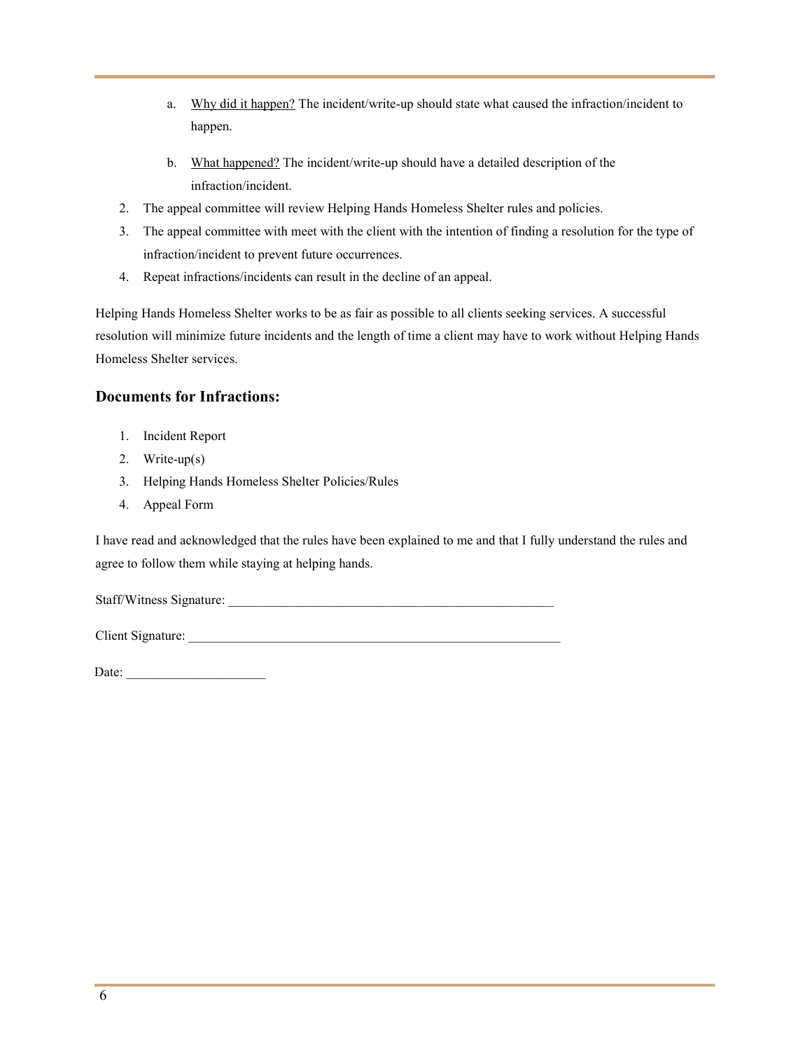a. <u>Why did it happen?</u> The incident/write-up should state what caused the infraction/incident to happen.

   b. <u>What happened?</u> The incident/write-up should have a detailed description of the infraction/incident.

2. The appeal committee will review Helping Hands Homeless Shelter rules and policies.
3. The appeal committee with meet with the client with the intention of finding a resolution for the type of infraction/incident to prevent future occurrences.
4. Repeat infractions/incidents can result in the decline of an appeal.

Helping Hands Homeless Shelter works to be as fair as possible to all clients seeking services. A successful resolution will minimize future incidents and the length of time a client may have to work without Helping Hands Homeless Shelter services.

### Documents for Infractions:

1. Incident Report
2. Write-up(s)
3. Helping Hands Homeless Shelter Policies/Rules
4. Appeal Form

I have read and acknowledged that the rules have been explained to me and that I fully understand the rules and agree to follow them while staying at helping hands.

Staff/Witness Signature: ___________________________________________________

Client Signature: __________________________________________________________

Date: ____________________